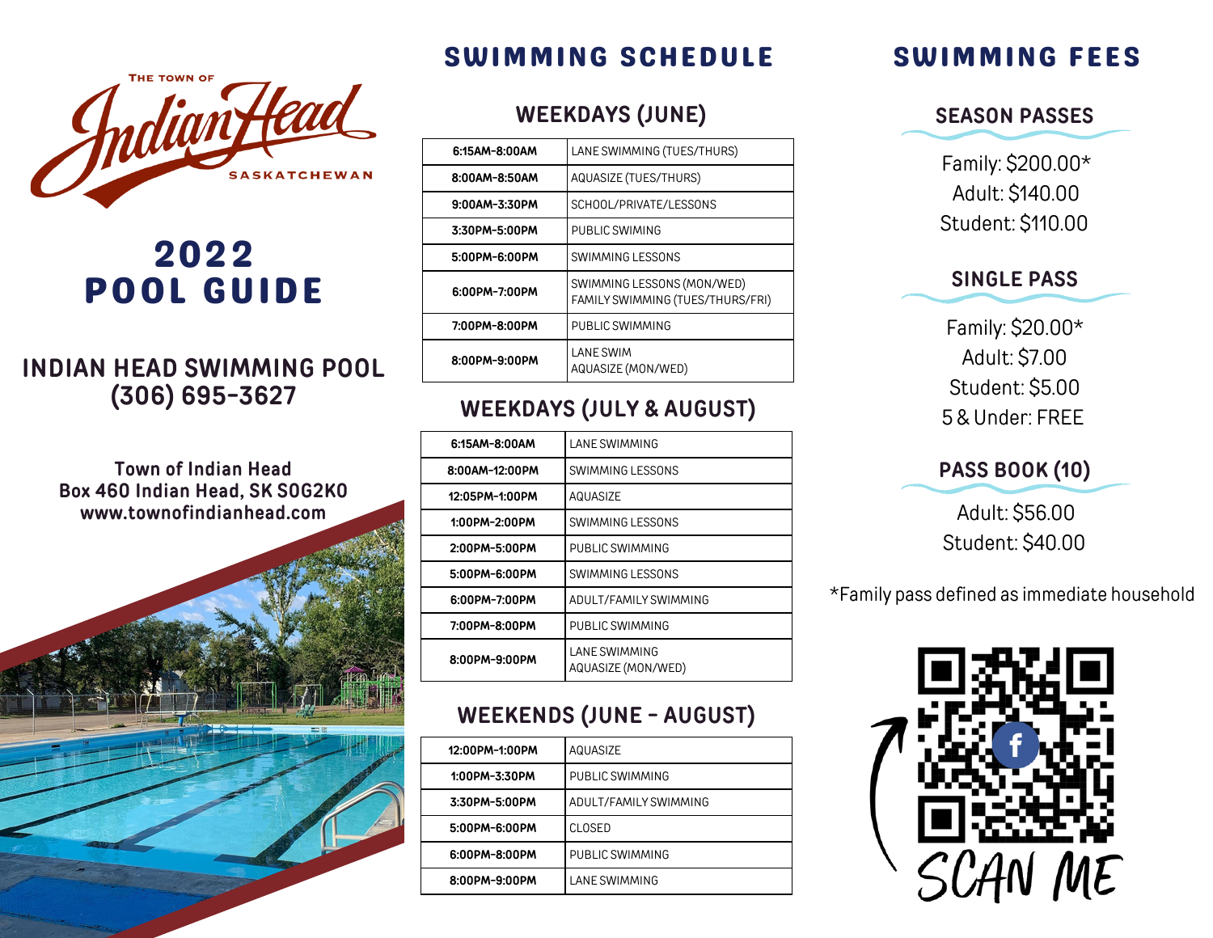THE TOWN OF

# Indian Head

SASKATCHEWAN

# 2022 POOL GUIDE

## INDIAN HEAD SWIMMING POOL (306) 695-3627

**Town of Indian Head**
**Box 460 Indian Head, SK S0G2K0**
**www.townofindianhead.com**

# SWIMMING SCHEDULE

## WEEKDAYS (JUNE)

| | |
|---|---|
| **6:15AM-8:00AM** | LANE SWIMMING (TUES/THURS) |
| **8:00AM-8:50AM** | AQUASIZE (TUES/THURS) |
| **9:00AM-3:30PM** | SCHOOL/PRIVATE/LESSONS |
| **3:30PM-5:00PM** | PUBLIC SWIMING |
| **5:00PM-6:00PM** | SWIMMING LESSONS |
| **6:00PM-7:00PM** | SWIMMING LESSONS (MON/WED)<br>FAMILY SWIMMING (TUES/THURS/FRI) |
| **7:00PM-8:00PM** | PUBLIC SWIMMING |
| **8:00PM-9:00PM** | LANE SWIM<br>AQUASIZE (MON/WED) |

## WEEKDAYS (JULY & AUGUST)

| | |
|---|---|
| **6:15AM-8:00AM** | LANE SWIMMING |
| **8:00AM-12:00PM** | SWIMMING LESSONS |
| **12:05PM-1:00PM** | AQUASIZE |
| **1:00PM-2:00PM** | SWIMMING LESSONS |
| **2:00PM-5:00PM** | PUBLIC SWIMMING |
| **5:00PM-6:00PM** | SWIMMING LESSONS |
| **6:00PM-7:00PM** | ADULT/FAMILY SWIMMING |
| **7:00PM-8:00PM** | PUBLIC SWIMMING |
| **8:00PM-9:00PM** | LANE SWIMMING<br>AQUASIZE (MON/WED) |

## WEEKENDS (JUNE - AUGUST)

| | |
|---|---|
| **12:00PM-1:00PM** | AQUASIZE |
| **1:00PM-3:30PM** | PUBLIC SWIMMING |
| **3:30PM-5:00PM** | ADULT/FAMILY SWIMMING |
| **5:00PM-6:00PM** | CLOSED |
| **6:00PM-8:00PM** | PUBLIC SWIMMING |
| **8:00PM-9:00PM** | LANE SWIMMING |

# SWIMMING FEES

## SEASON PASSES

Family: $200.00*
Adult: $140.00
Student: $110.00

## SINGLE PASS

Family: $20.00*
Adult: $7.00
Student: $5.00
5 & Under: FREE

## PASS BOOK (10)

Adult: $56.00
Student: $40.00

*Family pass defined as immediate household

SCAN ME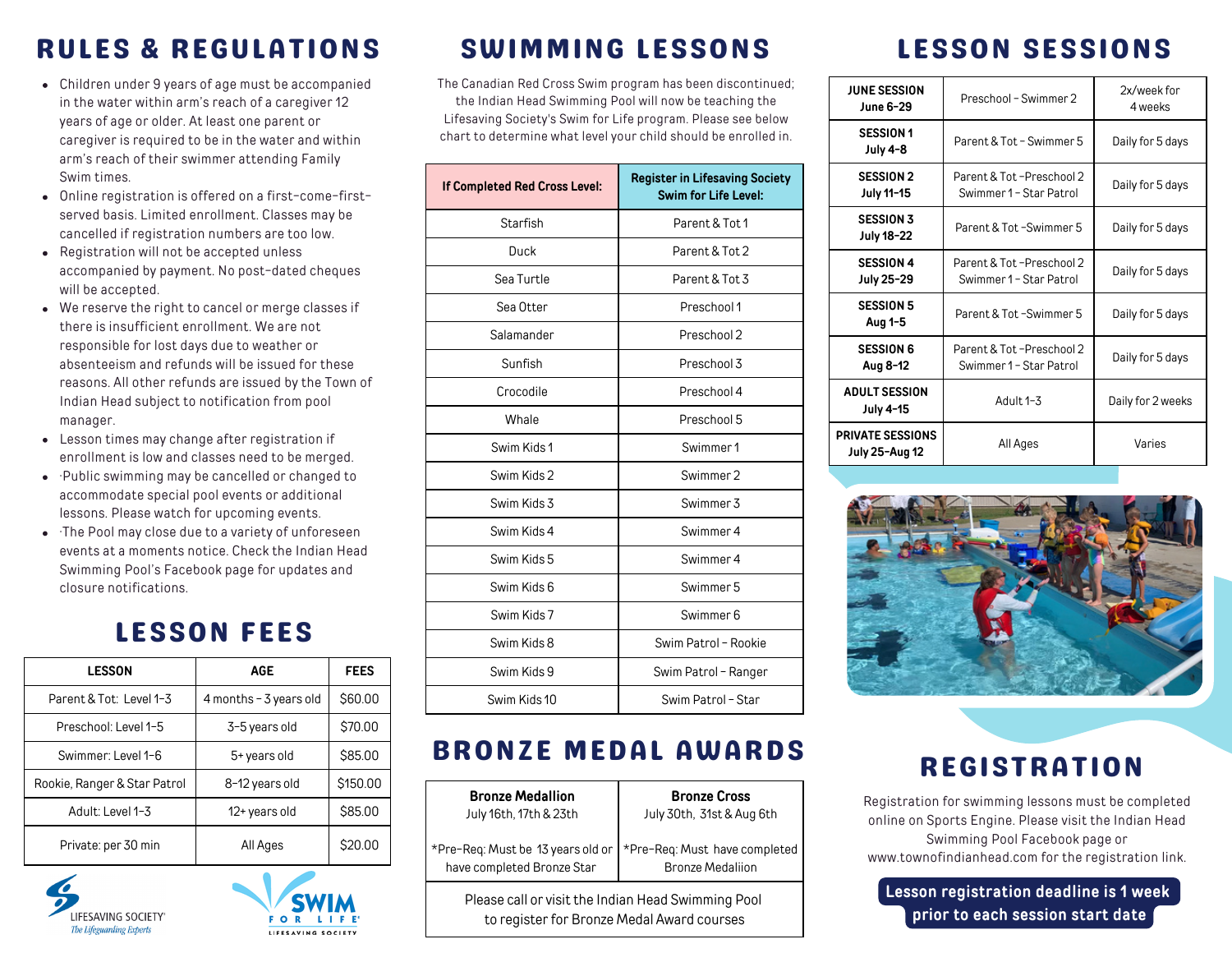# RULES & REGULATIONS

- Children under 9 years of age must be accompanied in the water within arm's reach of a caregiver 12 years of age or older. At least one parent or caregiver is required to be in the water and within arm's reach of their swimmer attending Family Swim times.
- Online registration is offered on a first-come-first-served basis. Limited enrollment. Classes may be cancelled if registration numbers are too low.
- Registration will not be accepted unless accompanied by payment. No post-dated cheques will be accepted.
- We reserve the right to cancel or merge classes if there is insufficient enrollment. We are not responsible for lost days due to weather or absenteeism and refunds will be issued for these reasons. All other refunds are issued by the Town of Indian Head subject to notification from pool manager.
- Lesson times may change after registration if enrollment is low and classes need to be merged.
- ·Public swimming may be cancelled or changed to accommodate special pool events or additional lessons. Please watch for upcoming events.
- ·The Pool may close due to a variety of unforeseen events at a moments notice. Check the Indian Head Swimming Pool's Facebook page for updates and closure notifications.

# LESSON FEES

| LESSON | AGE | FEES |
|---|---|---|
| Parent & Tot: Level 1-3 | 4 months - 3 years old | $60.00 |
| Preschool: Level 1-5 | 3-5 years old | $70.00 |
| Swimmer: Level 1-6 | 5+ years old | $85.00 |
| Rookie, Ranger & Star Patrol | 8-12 years old | $150.00 |
| Adult: Level 1-3 | 12+ years old | $85.00 |
| Private: per 30 min | All Ages | $20.00 |

LIFESAVING SOCIETY® *The Lifeguarding Experts*

SWIM FOR LIFE® LIFESAVING SOCIETY

# SWIMMING LESSONS

The Canadian Red Cross Swim program has been discontinued; the Indian Head Swimming Pool will now be teaching the Lifesaving Society's Swim for Life program. Please see below chart to determine what level your child should be enrolled in.

| If Completed Red Cross Level: | Register in Lifesaving Society Swim for Life Level: |
|---|---|
| Starfish | Parent & Tot 1 |
| Duck | Parent & Tot 2 |
| Sea Turtle | Parent & Tot 3 |
| Sea Otter | Preschool 1 |
| Salamander | Preschool 2 |
| Sunfish | Preschool 3 |
| Crocodile | Preschool 4 |
| Whale | Preschool 5 |
| Swim Kids 1 | Swimmer 1 |
| Swim Kids 2 | Swimmer 2 |
| Swim Kids 3 | Swimmer 3 |
| Swim Kids 4 | Swimmer 4 |
| Swim Kids 5 | Swimmer 4 |
| Swim Kids 6 | Swimmer 5 |
| Swim Kids 7 | Swimmer 6 |
| Swim Kids 8 | Swim Patrol - Rookie |
| Swim Kids 9 | Swim Patrol - Ranger |
| Swim Kids 10 | Swim Patrol - Star |

# BRONZE MEDAL AWARDS

| **Bronze Medallion** July 16th, 17th & 23th | **Bronze Cross** July 30th, 31st & Aug 6th |
|---|---|
| *Pre-Req: Must be 13 years old or have completed Bronze Star | *Pre-Req: Must have completed Bronze Medaliion |
| Please call or visit the Indian Head Swimming Pool to register for Bronze Medal Award courses | |

# LESSON SESSIONS

| | | |
|---|---|---|
| **JUNE SESSION** **June 6-29** | Preschool - Swimmer 2 | 2x/week for 4 weeks |
| **SESSION 1** **July 4-8** | Parent & Tot - Swimmer 5 | Daily for 5 days |
| **SESSION 2** **July 11-15** | Parent & Tot -Preschool 2 Swimmer 1 - Star Patrol | Daily for 5 days |
| **SESSION 3** **July 18-22** | Parent & Tot -Swimmer 5 | Daily for 5 days |
| **SESSION 4** **July 25-29** | Parent & Tot -Preschool 2 Swimmer 1 - Star Patrol | Daily for 5 days |
| **SESSION 5** **Aug 1-5** | Parent & Tot -Swimmer 5 | Daily for 5 days |
| **SESSION 6** **Aug 8-12** | Parent & Tot -Preschool 2 Swimmer 1 - Star Patrol | Daily for 5 days |
| **ADULT SESSION** **July 4-15** | Adult 1-3 | Daily for 2 weeks |
| **PRIVATE SESSIONS** **July 25-Aug 12** | All Ages | Varies |

# REGISTRATION

Registration for swimming lessons must be completed online on Sports Engine. Please visit the Indian Head Swimming Pool Facebook page or www.townofindianhead.com for the registration link.

**Lesson registration deadline is 1 week prior to each session start date**